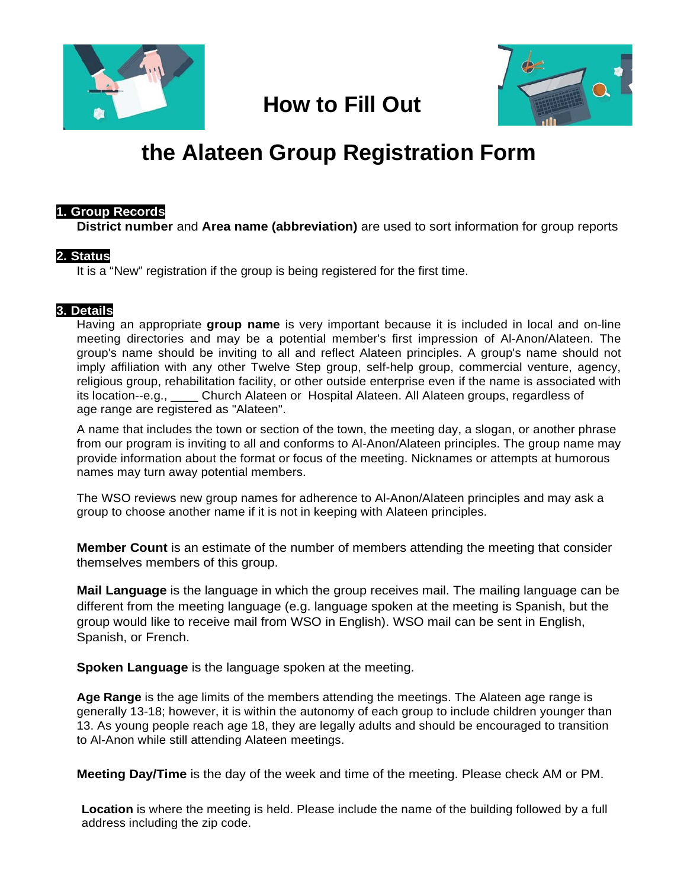# How to Fill Out the Alateen Group Registration Form

## 1. Group Records

**District number** and **Area name (abbreviation)** are used to sort information for group reports

## 2. Status

It is a "New" registration if the group is being registered for the first time.

## 3. Details

Having an appropriate **group name** is very important because it is included in local and on-line meeting directories and may be a potential member's first impression of Al-Anon/Alateen. The group's name should be inviting to all and reflect Alateen principles. A group's name should not imply affiliation with any other Twelve Step group, self-help group, commercial venture, agency, religious group, rehabilitation facility, or other outside enterprise even if the name is associated with its location--e.g., ____ Church Alateen or Hospital Alateen. All Alateen groups, regardless of age range are registered as "Alateen".

A name that includes the town or section of the town, the meeting day, a slogan, or another phrase from our program is inviting to all and conforms to Al-Anon/Alateen principles. The group name may provide information about the format or focus of the meeting. Nicknames or attempts at humorous names may turn away potential members.

The WSO reviews new group names for adherence to Al-Anon/Alateen principles and may ask a group to choose another name if it is not in keeping with Alateen principles.

**Member Count** is an estimate of the number of members attending the meeting that consider themselves members of this group.

**Mail Language** is the language in which the group receives mail. The mailing language can be different from the meeting language (e.g. language spoken at the meeting is Spanish, but the group would like to receive mail from WSO in English). WSO mail can be sent in English, Spanish, or French.

**Spoken Language** is the language spoken at the meeting.

**Age Range** is the age limits of the members attending the meetings. The Alateen age range is generally 13-18; however, it is within the autonomy of each group to include children younger than 13. As young people reach age 18, they are legally adults and should be encouraged to transition to Al-Anon while still attending Alateen meetings.

**Meeting Day/Time** is the day of the week and time of the meeting. Please check AM or PM.

**Location** is where the meeting is held. Please include the name of the building followed by a full address including the zip code.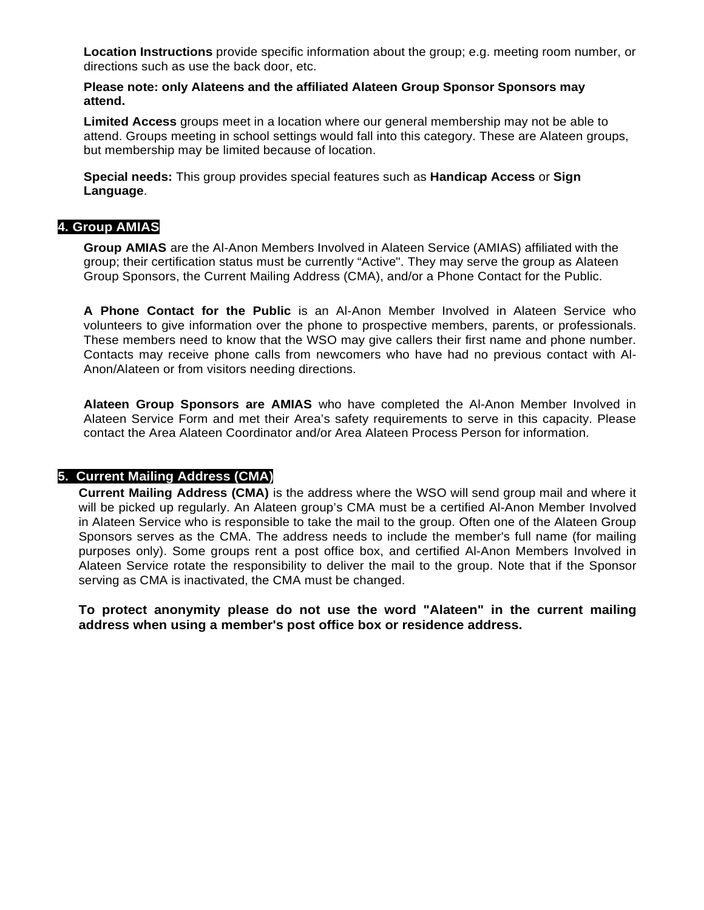**Location Instructions** provide specific information about the group; e.g. meeting room number, or directions such as use the back door, etc.

**Please note: only Alateens and the affiliated Alateen Group Sponsor Sponsors may attend.**

**Limited Access** groups meet in a location where our general membership may not be able to attend. Groups meeting in school settings would fall into this category. These are Alateen groups, but membership may be limited because of location.

**Special needs:** This group provides special features such as **Handicap Access** or **Sign Language**.

## 4. Group AMIAS

**Group AMIAS** are the Al-Anon Members Involved in Alateen Service (AMIAS) affiliated with the group; their certification status must be currently "Active". They may serve the group as Alateen Group Sponsors, the Current Mailing Address (CMA), and/or a Phone Contact for the Public.

**A Phone Contact for the Public** is an Al-Anon Member Involved in Alateen Service who volunteers to give information over the phone to prospective members, parents, or professionals. These members need to know that the WSO may give callers their first name and phone number. Contacts may receive phone calls from newcomers who have had no previous contact with Al-Anon/Alateen or from visitors needing directions.

**Alateen Group Sponsors are AMIAS** who have completed the Al-Anon Member Involved in Alateen Service Form and met their Area's safety requirements to serve in this capacity. Please contact the Area Alateen Coordinator and/or Area Alateen Process Person for information.

## 5. Current Mailing Address (CMA)

**Current Mailing Address (CMA)** is the address where the WSO will send group mail and where it will be picked up regularly. An Alateen group's CMA must be a certified Al-Anon Member Involved in Alateen Service who is responsible to take the mail to the group. Often one of the Alateen Group Sponsors serves as the CMA. The address needs to include the member's full name (for mailing purposes only). Some groups rent a post office box, and certified Al-Anon Members Involved in Alateen Service rotate the responsibility to deliver the mail to the group. Note that if the Sponsor serving as CMA is inactivated, the CMA must be changed.

**To protect anonymity please do not use the word "Alateen" in the current mailing address when using a member's post office box or residence address.**